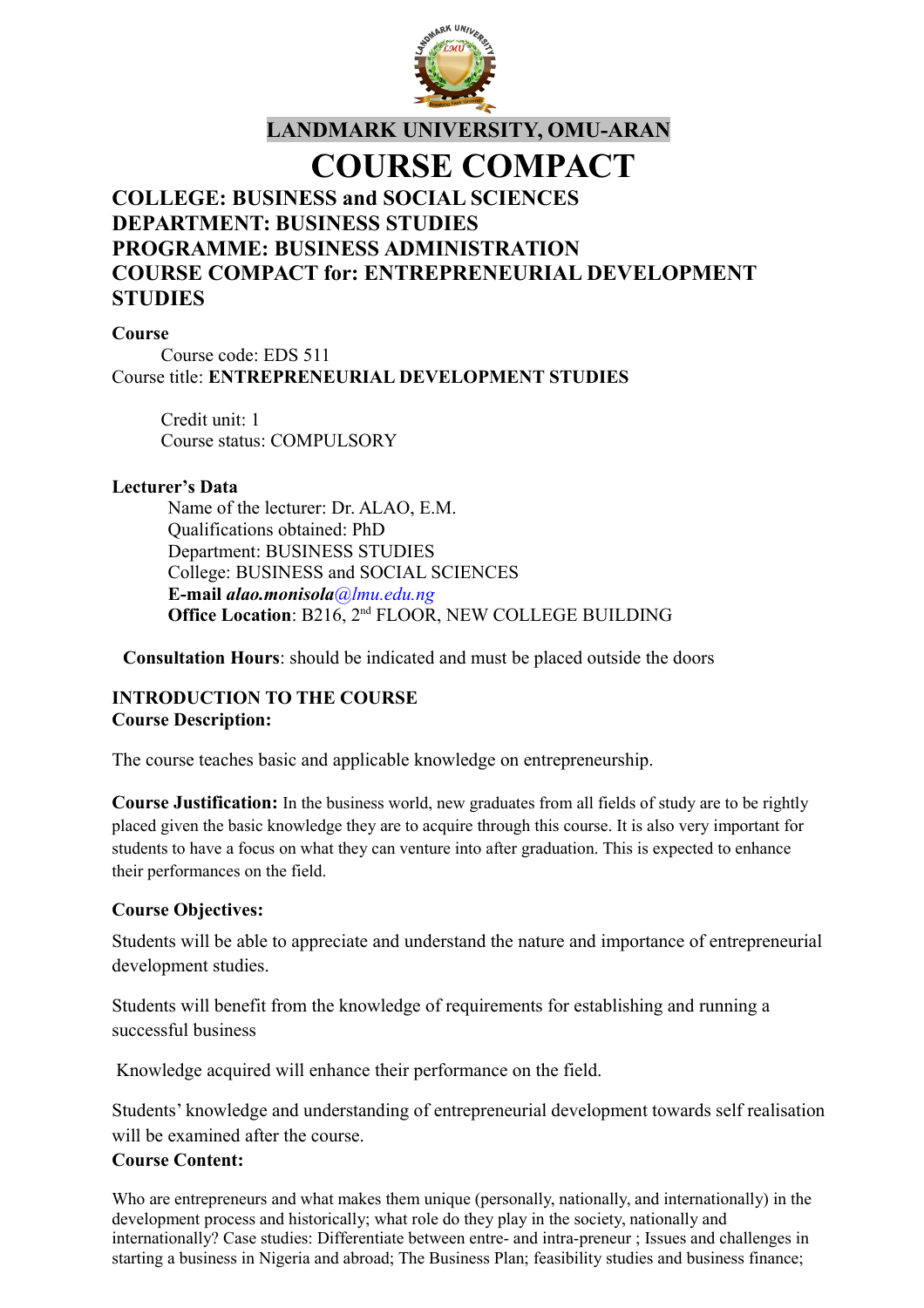# LANDMARK UNIVERSITY, OMU-ARAN

# COURSE COMPACT

## COLLEGE: BUSINESS and SOCIAL SCIENCES
## DEPARTMENT: BUSINESS STUDIES
## PROGRAMME: BUSINESS ADMINISTRATION
## COURSE COMPACT for: ENTREPRENEURIAL DEVELOPMENT STUDIES

**Course**

Course code: EDS 511
Course title: **ENTREPRENEURIAL DEVELOPMENT STUDIES**

Credit unit: 1
Course status: COMPULSORY

**Lecturer's Data**

Name of the lecturer: Dr. ALAO, E.M.
Qualifications obtained: PhD
Department: BUSINESS STUDIES
College: BUSINESS and SOCIAL SCIENCES
**E-mail** ***alao.monisola****@lmu.edu.ng*
**Office Location**: B216, 2nd FLOOR, NEW COLLEGE BUILDING

**Consultation Hours**: should be indicated and must be placed outside the doors

**INTRODUCTION TO THE COURSE**
**Course Description:**

The course teaches basic and applicable knowledge on entrepreneurship.

**Course Justification:** In the business world, new graduates from all fields of study are to be rightly placed given the basic knowledge they are to acquire through this course. It is also very important for students to have a focus on what they can venture into after graduation. This is expected to enhance their performances on the field.

**Course Objectives:**

Students will be able to appreciate and understand the nature and importance of entrepreneurial development studies.

Students will benefit from the knowledge of requirements for establishing and running a successful business

Knowledge acquired will enhance their performance on the field.

Students' knowledge and understanding of entrepreneurial development towards self realisation will be examined after the course.

**Course Content:**

Who are entrepreneurs and what makes them unique (personally, nationally, and internationally) in the development process and historically; what role do they play in the society, nationally and internationally? Case studies: Differentiate between entre- and intra-preneur ; Issues and challenges in starting a business in Nigeria and abroad; The Business Plan; feasibility studies and business finance;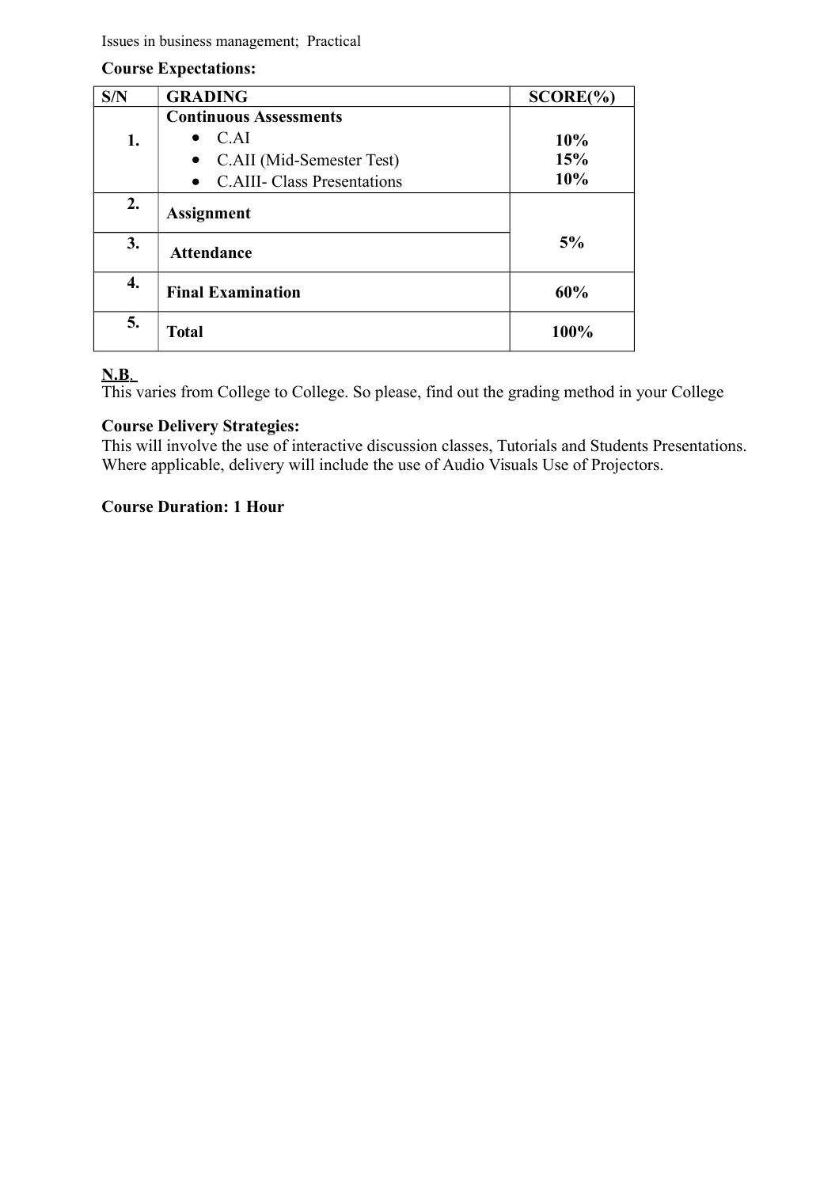Issues in business management; Practical

**Course Expectations:**

| S/N | GRADING | SCORE(%) |
|---|---|---|
| **1.** | **Continuous Assessments**<br>• C.AI<br>• C.AII (Mid-Semester Test)<br>• C.AIII- Class Presentations | <br>**10%**<br>**15%**<br>**10%** |
| **2.** | **Assignment** | **5%** |
| **3.** | **Attendance** | |
| **4.** | **Final Examination** | **60%** |
| **5.** | **Total** | **100%** |

**N.B.**

This varies from College to College. So please, find out the grading method in your College

**Course Delivery Strategies:**

This will involve the use of interactive discussion classes, Tutorials and Students Presentations. Where applicable, delivery will include the use of Audio Visuals Use of Projectors.

**Course Duration: 1 Hour**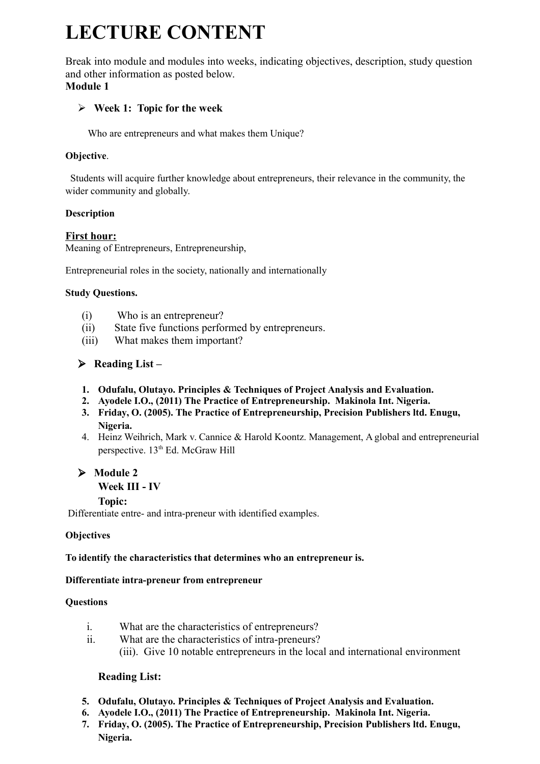# LECTURE CONTENT

Break into module and modules into weeks, indicating objectives, description, study question and other information as posted below.

**Module 1**

- **Week 1: Topic for the week**

Who are entrepreneurs and what makes them Unique?

**Objective**.

Students will acquire further knowledge about entrepreneurs, their relevance in the community, the wider community and globally.

**Description**

**First hour:**

Meaning of Entrepreneurs, Entrepreneurship,

Entrepreneurial roles in the society, nationally and internationally

**Study Questions.**

(i) Who is an entrepreneur?

(ii) State five functions performed by entrepreneurs.

(iii) What makes them important?

- **Reading List –**

1. **Odufalu, Olutayo. Principles & Techniques of Project Analysis and Evaluation.**
2. **Ayodele I.O., (2011) The Practice of Entrepreneurship. Makinola Int. Nigeria.**
3. **Friday, O. (2005). The Practice of Entrepreneurship, Precision Publishers ltd. Enugu, Nigeria.**
4. Heinz Weihrich, Mark v. Cannice & Harold Koontz. Management, A global and entrepreneurial perspective. 13th Ed. McGraw Hill

- **Module 2**

**Week III - IV**

**Topic:**

Differentiate entre- and intra-preneur with identified examples.

**Objectives**

**To identify the characteristics that determines who an entrepreneur is.**

**Differentiate intra-preneur from entrepreneur**

**Questions**

i. What are the characteristics of entrepreneurs?

ii. What are the characteristics of intra-preneurs?

(iii). Give 10 notable entrepreneurs in the local and international environment

**Reading List:**

5. **Odufalu, Olutayo. Principles & Techniques of Project Analysis and Evaluation.**
6. **Ayodele I.O., (2011) The Practice of Entrepreneurship. Makinola Int. Nigeria.**
7. **Friday, O. (2005). The Practice of Entrepreneurship, Precision Publishers ltd. Enugu, Nigeria.**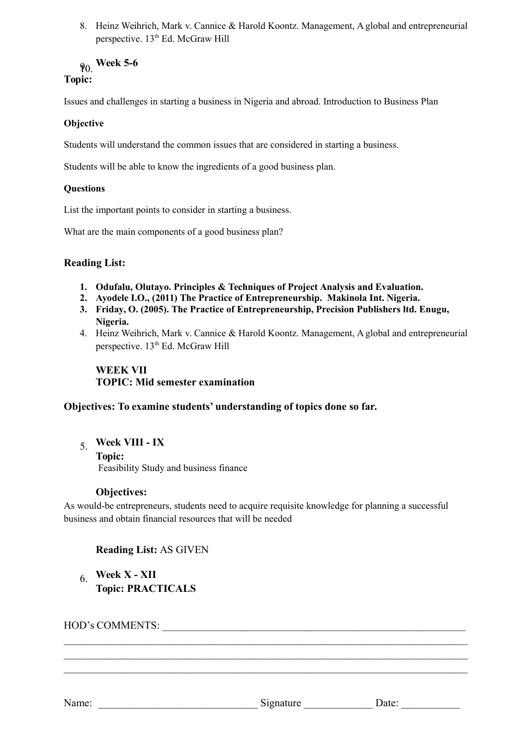8. Heinz Weihrich, Mark v. Cannice & Harold Koontz. Management, A global and entrepreneurial perspective. 13th Ed. McGraw Hill

9.
10. **Week 5-6**

**Topic:**

Issues and challenges in starting a business in Nigeria and abroad. Introduction to Business Plan

**Objective**

Students will understand the common issues that are considered in starting a business.

Students will be able to know the ingredients of a good business plan.

**Questions**

List the important points to consider in starting a business.

What are the main components of a good business plan?

**Reading List:**

1. **Odufalu, Olutayo. Principles & Techniques of Project Analysis and Evaluation.**
2. **Ayodele I.O., (2011) The Practice of Entrepreneurship. Makinola Int. Nigeria.**
3. **Friday, O. (2005). The Practice of Entrepreneurship, Precision Publishers ltd. Enugu, Nigeria.**
4. Heinz Weihrich, Mark v. Cannice & Harold Koontz. Management, A global and entrepreneurial perspective. 13th Ed. McGraw Hill

**WEEK VII**
**TOPIC: Mid semester examination**

**Objectives: To examine students' understanding of topics done so far.**

5. **Week VIII - IX**

   **Topic:**
   Feasibility Study and business finance

   **Objectives:**

As would-be entrepreneurs, students need to acquire requisite knowledge for planning a successful business and obtain financial resources that will be needed

**Reading List:** AS GIVEN

6. **Week X - XII**
   **Topic: PRACTICALS**

HOD's COMMENTS: ____________________________________________________________
______________________________________________________________________________
______________________________________________________________________________
______________________________________________________________________________

Name: ______________________________ Signature _____________ Date: ___________